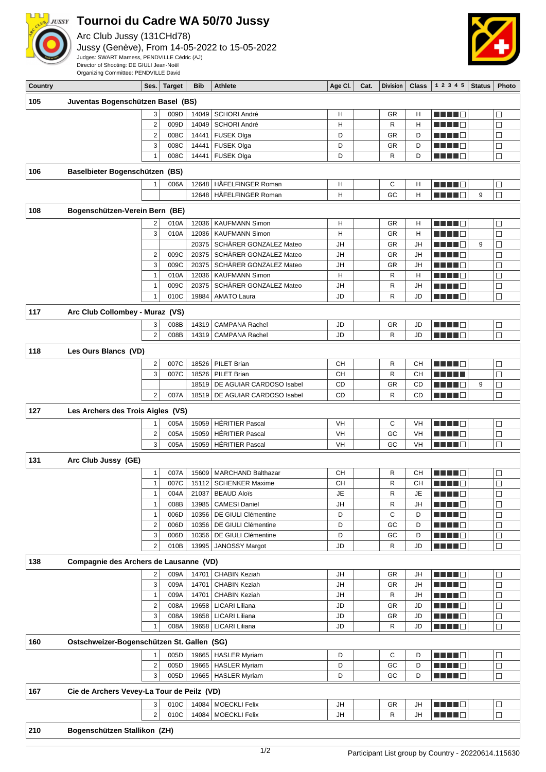# Tournoi du Cadre WA 50/70 Jussy

Arc Club Jussy (131CHd78)

Jussy (Genève), From 14-05-2022 to 15-05-2022

Judges: SWART Marness, PENDVILLE Cédric (AJ)

Director of Shooting: DE GIULI Jean-Noël

Organizing Committee: PENDVILLE David

| Country | | Ses. | Target | Bib | Athlete | Age Cl. | Cat. | Division | Class | 1 2 3 4 5 | Status | Photo |
|---|---|---|---|---|---|---|---|---|---|---|---|---|
| 105 | Juventas Bogenschützen Basel (BS) | | | | | | | | | | | |
| | | 3 | 009D | 14049 | SCHORI André | H | | GR | H | ■■■■□ | | □ |
| | | 2 | 009D | 14049 | SCHORI André | H | | R | H | ■■■■□ | | □ |
| | | 2 | 008C | 14441 | FUSEK Olga | D | | GR | D | ■■■■□ | | □ |
| | | 3 | 008C | 14441 | FUSEK Olga | D | | GR | D | ■■■■□ | | □ |
| | | 1 | 008C | 14441 | FUSEK Olga | D | | R | D | ■■■■□ | | □ |
| 106 | Baselbieter Bogenschützen (BS) | | | | | | | | | | | |
| | | 1 | 006A | 12648 | HÄFELFINGER Roman | H | | C | H | ■■■■□ | | □ |
| | | | | 12648 | HÄFELFINGER Roman | H | | GC | H | ■■■■□ | 9 | □ |
| 108 | Bogenschützen-Verein Bern (BE) | | | | | | | | | | | |
| | | 2 | 010A | 12036 | KAUFMANN Simon | H | | GR | H | ■■■■□ | | □ |
| | | 3 | 010A | 12036 | KAUFMANN Simon | H | | GR | H | ■■■■□ | | □ |
| | | | | 20375 | SCHÄRER GONZALEZ Mateo | JH | | GR | JH | ■■■■□ | 9 | □ |
| | | 2 | 009C | 20375 | SCHÄRER GONZALEZ Mateo | JH | | GR | JH | ■■■■□ | | □ |
| | | 3 | 009C | 20375 | SCHÄRER GONZALEZ Mateo | JH | | GR | JH | ■■■■□ | | □ |
| | | 1 | 010A | 12036 | KAUFMANN Simon | H | | R | H | ■■■■□ | | □ |
| | | 1 | 009C | 20375 | SCHÄRER GONZALEZ Mateo | JH | | R | JH | ■■■■□ | | □ |
| | | 1 | 010C | 19884 | AMATO Laura | JD | | R | JD | ■■■■□ | | □ |
| 117 | Arc Club Collombey - Muraz (VS) | | | | | | | | | | | |
| | | 3 | 008B | 14319 | CAMPANA Rachel | JD | | GR | JD | ■■■■□ | | □ |
| | | 2 | 008B | 14319 | CAMPANA Rachel | JD | | R | JD | ■■■■□ | | □ |
| 118 | Les Ours Blancs (VD) | | | | | | | | | | | |
| | | 2 | 007C | 18526 | PILET Brian | CH | | R | CH | ■■■■□ | | □ |
| | | 3 | 007C | 18526 | PILET Brian | CH | | R | CH | ■■■■■ | | □ |
| | | | | 18519 | DE AGUIAR CARDOSO Isabel | CD | | GR | CD | ■■■■□ | 9 | □ |
| | | 2 | 007A | 18519 | DE AGUIAR CARDOSO Isabel | CD | | R | CD | ■■■■□ | | □ |
| 127 | Les Archers des Trois Aigles (VS) | | | | | | | | | | | |
| | | 1 | 005A | 15059 | HÉRITIER Pascal | VH | | C | VH | ■■■■□ | | □ |
| | | 2 | 005A | 15059 | HÉRITIER Pascal | VH | | GC | VH | ■■■■□ | | □ |
| | | 3 | 005A | 15059 | HÉRITIER Pascal | VH | | GC | VH | ■■■■□ | | □ |
| 131 | Arc Club Jussy (GE) | | | | | | | | | | | |
| | | 1 | 007A | 15609 | MARCHAND Balthazar | CH | | R | CH | ■■■■□ | | □ |
| | | 1 | 007C | 15112 | SCHENKER Maxime | CH | | R | CH | ■■■■□ | | □ |
| | | 1 | 004A | 21037 | BEAUD Aloïs | JE | | R | JE | ■■■■□ | | □ |
| | | 1 | 008B | 13985 | CAMESI Daniel | JH | | R | JH | ■■■■□ | | □ |
| | | 1 | 006D | 10356 | DE GIULI Clémentine | D | | C | D | ■■■■□ | | □ |
| | | 2 | 006D | 10356 | DE GIULI Clémentine | D | | GC | D | ■■■■□ | | □ |
| | | 3 | 006D | 10356 | DE GIULI Clémentine | D | | GC | D | ■■■■□ | | □ |
| | | 2 | 010B | 13995 | JANOSSY Margot | JD | | R | JD | ■■■■□ | | □ |
| 138 | Compagnie des Archers de Lausanne (VD) | | | | | | | | | | | |
| | | 2 | 009A | 14701 | CHABIN Keziah | JH | | GR | JH | ■■■■□ | | □ |
| | | 3 | 009A | 14701 | CHABIN Keziah | JH | | GR | JH | ■■■■□ | | □ |
| | | 1 | 009A | 14701 | CHABIN Keziah | JH | | R | JH | ■■■■□ | | □ |
| | | 2 | 008A | 19658 | LICARI Liliana | JD | | GR | JD | ■■■■□ | | □ |
| | | 3 | 008A | 19658 | LICARI Liliana | JD | | GR | JD | ■■■■□ | | □ |
| | | 1 | 008A | 19658 | LICARI Liliana | JD | | R | JD | ■■■■□ | | □ |
| 160 | Ostschweizer-Bogenschützen St. Gallen (SG) | | | | | | | | | | | |
| | | 1 | 005D | 19665 | HASLER Myriam | D | | C | D | ■■■■□ | | □ |
| | | 2 | 005D | 19665 | HASLER Myriam | D | | GC | D | ■■■■□ | | □ |
| | | 3 | 005D | 19665 | HASLER Myriam | D | | GC | D | ■■■■□ | | □ |
| 167 | Cie de Archers Vevey-La Tour de Peilz (VD) | | | | | | | | | | | |
| | | 3 | 010C | 14084 | MOECKLI Felix | JH | | GR | JH | ■■■■□ | | □ |
| | | 2 | 010C | 14084 | MOECKLI Felix | JH | | R | JH | ■■■■□ | | □ |
| 210 | Bogenschützen Stallikon (ZH) | | | | | | | | | | | |

Participant List group by Country - 20220614.115630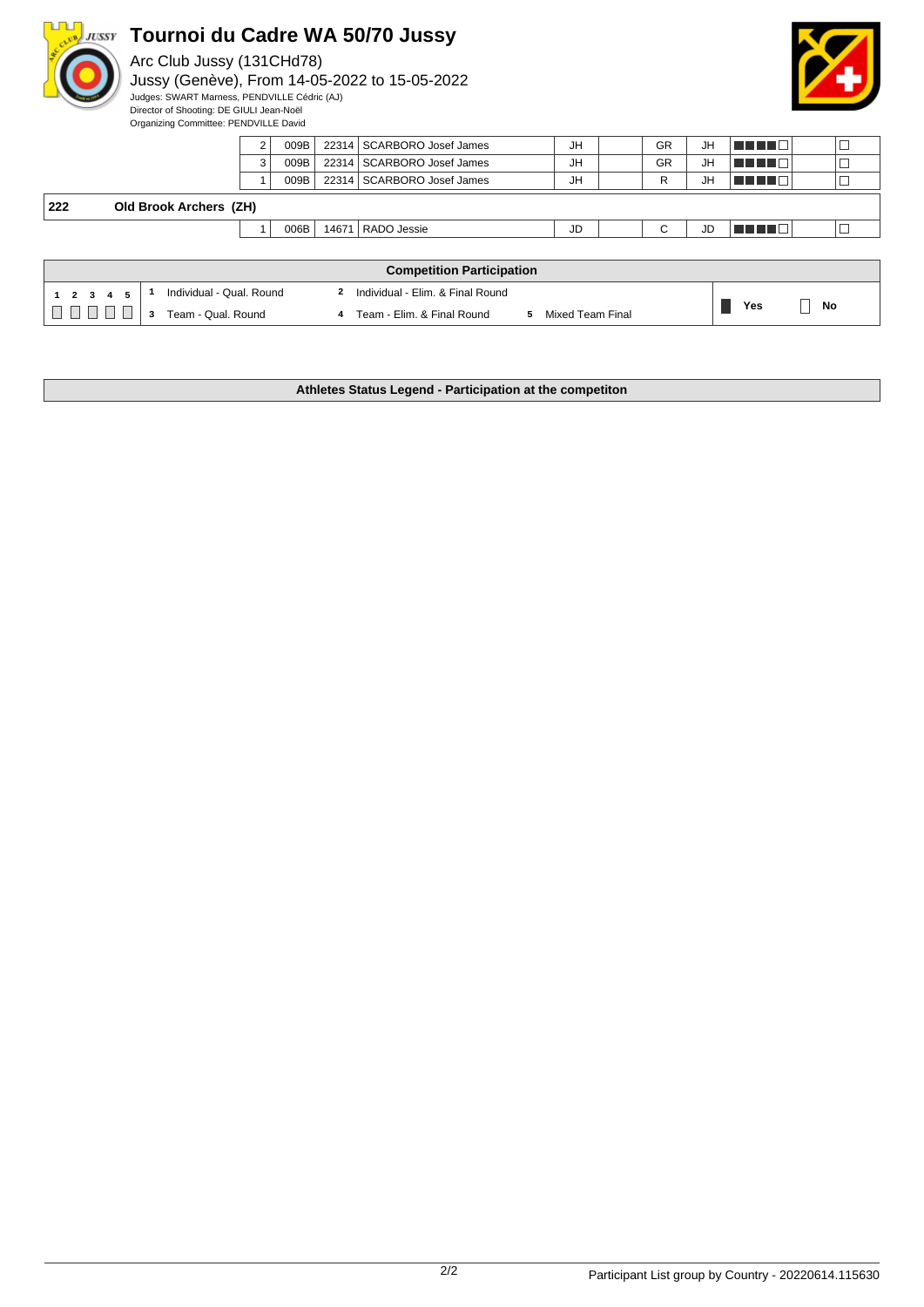# Tournoi du Cadre WA 50/70 Jussy

Arc Club Jussy (131CHd78)

Jussy (Genève), From 14-05-2022 to 15-05-2022

Judges: SWART Marness, PENDVILLE Cédric (AJ)

Director of Shooting: DE GIULI Jean-Noël

Organizing Committee: PENDVILLE David

| | | | | | | | | | | | |
|---|---|---|---|---|---|---|---|---|---|---|---|
| | 2 | 009B | 22314 | SCARBORO Josef James | JH | | GR | JH | ■■■■□ | | □ |
| | 3 | 009B | 22314 | SCARBORO Josef James | JH | | GR | JH | ■■■■□ | | □ |
| | 1 | 009B | 22314 | SCARBORO Josef James | JH | | R | JH | ■■■■□ | | □ |
| **222** | **Old Brook Archers (ZH)** | | | | | | | | | | |
| | 1 | 006B | 14671 | RADO Jessie | JD | | C | JD | ■■■■□ | | □ |

**Competition Participation**

| 1 2 3 4 5 | | | |
|---|---|---|---|
| □ □ □ □ □ | 1 Individual - Qual. Round | 2 Individual - Elim. & Final Round | ■ Yes □ No |
| | 3 Team - Qual. Round | 4 Team - Elim. & Final Round 5 Mixed Team Final | |

**Athletes Status Legend - Participation at the competiton**